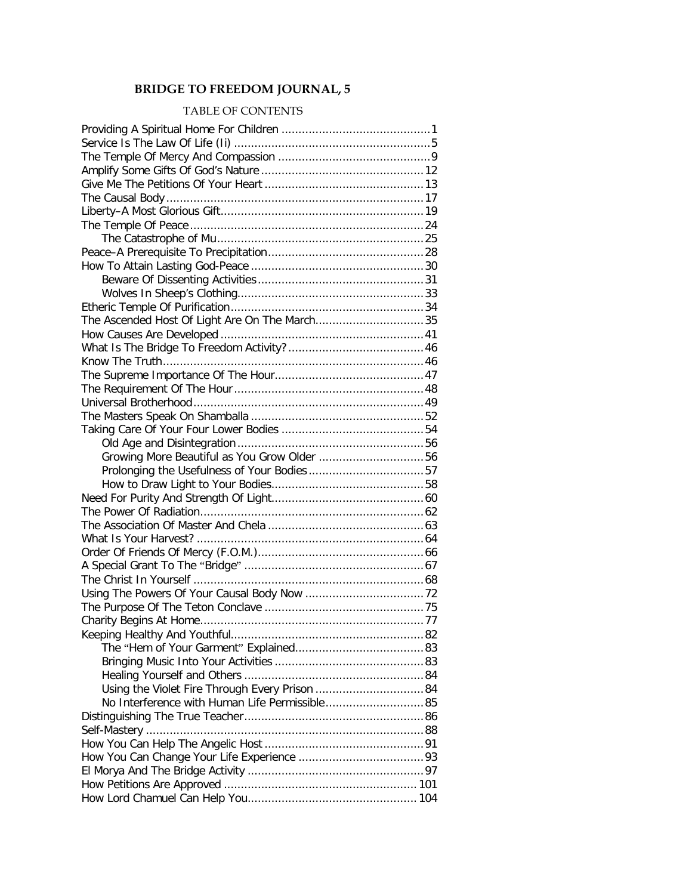# BRIDGE TO FREEDOM JOURNAL, 5

## TABLE OF CONTENTS

Providing A Spiritual Home For Children ........................................... 1
Service Is The Law Of Life (Ii) ......................................................... 5
The Temple Of Mercy And Compassion ............................................ 9
Amplify Some Gifts Of God's Nature ................................................ 12
Give Me The Petitions Of Your Heart ............................................... 13
The Causal Body ............................................................................ 17
Liberty–A Most Glorious Gift............................................................ 19
The Temple Of Peace ...................................................................... 24
    The Catastrophe of Mu.............................................................. 25
Peace–A Prerequisite To Precipitation .............................................. 28
How To Attain Lasting God-Peace ................................................... 30
    Beware Of Dissenting Activities ................................................. 31
    Wolves In Sheep's Clothing....................................................... 33
Etheric Temple Of Purification ......................................................... 34
The Ascended Host Of Light Are On The March................................ 35
How Causes Are Developed ............................................................ 41
What Is The Bridge To Freedom Activity? ........................................ 46
Know The Truth............................................................................. 46
The Supreme Importance Of The Hour............................................ 47
The Requirement Of The Hour ........................................................ 48
Universal Brotherhood.................................................................... 49
The Masters Speak On Shamballa ................................................... 52
Taking Care Of Your Four Lower Bodies .......................................... 54
    Old Age and Disintegration ....................................................... 56
    Growing More Beautiful as You Grow Older ............................... 56
    Prolonging the Usefulness of Your Bodies .................................. 57
    How to Draw Light to Your Bodies............................................. 58
Need For Purity And Strength Of Light............................................ 60
The Power Of Radiation.................................................................. 62
The Association Of Master And Chela ............................................. 63
What Is Your Harvest? ................................................................... 64
Order Of Friends Of Mercy (F.O.M.)................................................ 66
A Special Grant To The "Bridge" ..................................................... 67
The Christ In Yourself .................................................................... 68
Using The Powers Of Your Causal Body Now ................................... 72
The Purpose Of The Teton Conclave ............................................... 75
Charity Begins At Home................................................................. 77
Keeping Healthy And Youthful......................................................... 82
    The "Hem of Your Garment" Explained...................................... 83
    Bringing Music Into Your Activities ............................................ 83
    Healing Yourself and Others ..................................................... 84
    Using the Violet Fire Through Every Prison ................................ 84
    No Interference with Human Life Permissible............................. 85
Distinguishing The True Teacher..................................................... 86
Self-Mastery ................................................................................. 88
How You Can Help The Angelic Host ............................................... 91
How You Can Change Your Life Experience ..................................... 93
El Morya And The Bridge Activity .................................................... 97
How Petitions Are Approved ......................................................... 101
How Lord Chamuel Can Help You.................................................. 104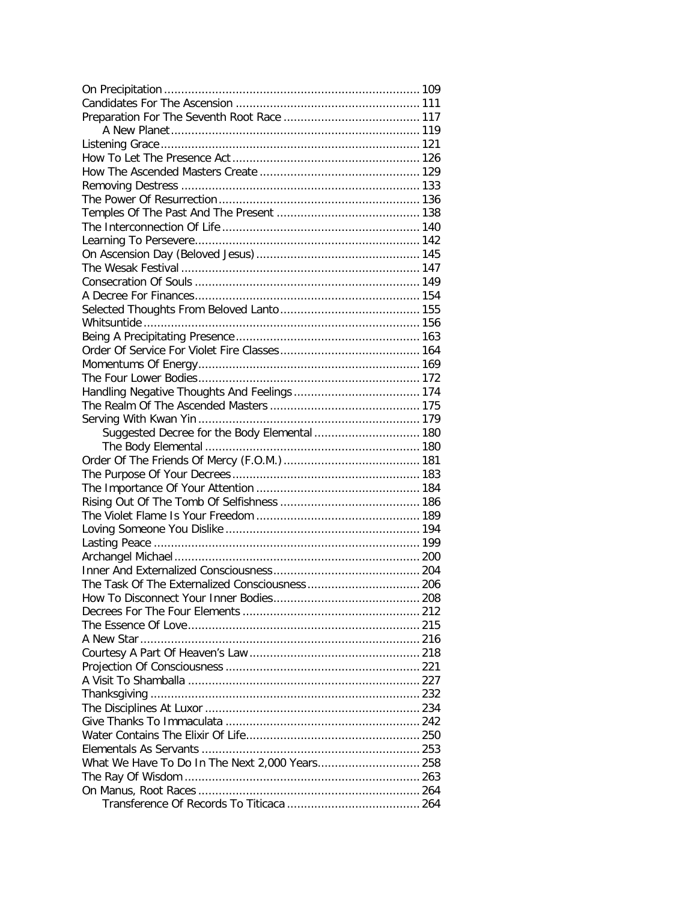On Precipitation ........................................................................... 109
Candidates For The Ascension ...................................................... 111
Preparation For The Seventh Root Race ........................................ 117
    A New Planet........................................................................ 119
Listening Grace........................................................................... 121
How To Let The Presence Act...................................................... 126
How The Ascended Masters Create ............................................... 129
Removing Destress ..................................................................... 133
The Power Of Resurrection.......................................................... 136
Temples Of The Past And The Present .......................................... 138
The Interconnection Of Life.......................................................... 140
Learning To Persevere................................................................. 142
On Ascension Day (Beloved Jesus)................................................ 145
The Wesak Festival ..................................................................... 147
Consecration Of Souls ................................................................. 149
A Decree For Finances................................................................. 154
Selected Thoughts From Beloved Lanto......................................... 155
Whitsuntide................................................................................ 156
Being A Precipitating Presence...................................................... 163
Order Of Service For Violet Fire Classes......................................... 164
Momentums Of Energy................................................................ 169
The Four Lower Bodies................................................................ 172
Handling Negative Thoughts And Feelings..................................... 174
The Realm Of The Ascended Masters ............................................ 175
Serving With Kwan Yin................................................................ 179
    Suggested Decree for the Body Elemental ............................... 180
    The Body Elemental .............................................................. 180
Order Of The Friends Of Mercy (F.O.M.)........................................ 181
The Purpose Of Your Decrees....................................................... 183
The Importance Of Your Attention ................................................ 184
Rising Out Of The Tomb Of Selfishness ......................................... 186
The Violet Flame Is Your Freedom ................................................ 189
Loving Someone You Dislike......................................................... 194
Lasting Peace ............................................................................. 199
Archangel Michael....................................................................... 200
Inner And Externalized Consciousness........................................... 204
The Task Of The Externalized Consciousness................................. 206
How To Disconnect Your Inner Bodies........................................... 208
Decrees For The Four Elements .................................................... 212
The Essence Of Love.................................................................... 215
A New Star................................................................................. 216
Courtesy A Part Of Heaven's Law.................................................. 218
Projection Of Consciousness ......................................................... 221
A Visit To Shamballa ................................................................... 227
Thanksgiving .............................................................................. 232
The Disciplines At Luxor .............................................................. 234
Give Thanks To Immaculata ......................................................... 242
Water Contains The Elixir Of Life................................................... 250
Elementals As Servants ................................................................ 253
What We Have To Do In The Next 2,000 Years.............................. 258
The Ray Of Wisdom..................................................................... 263
On Manus, Root Races ................................................................. 264
    Transference Of Records To Titicaca ....................................... 264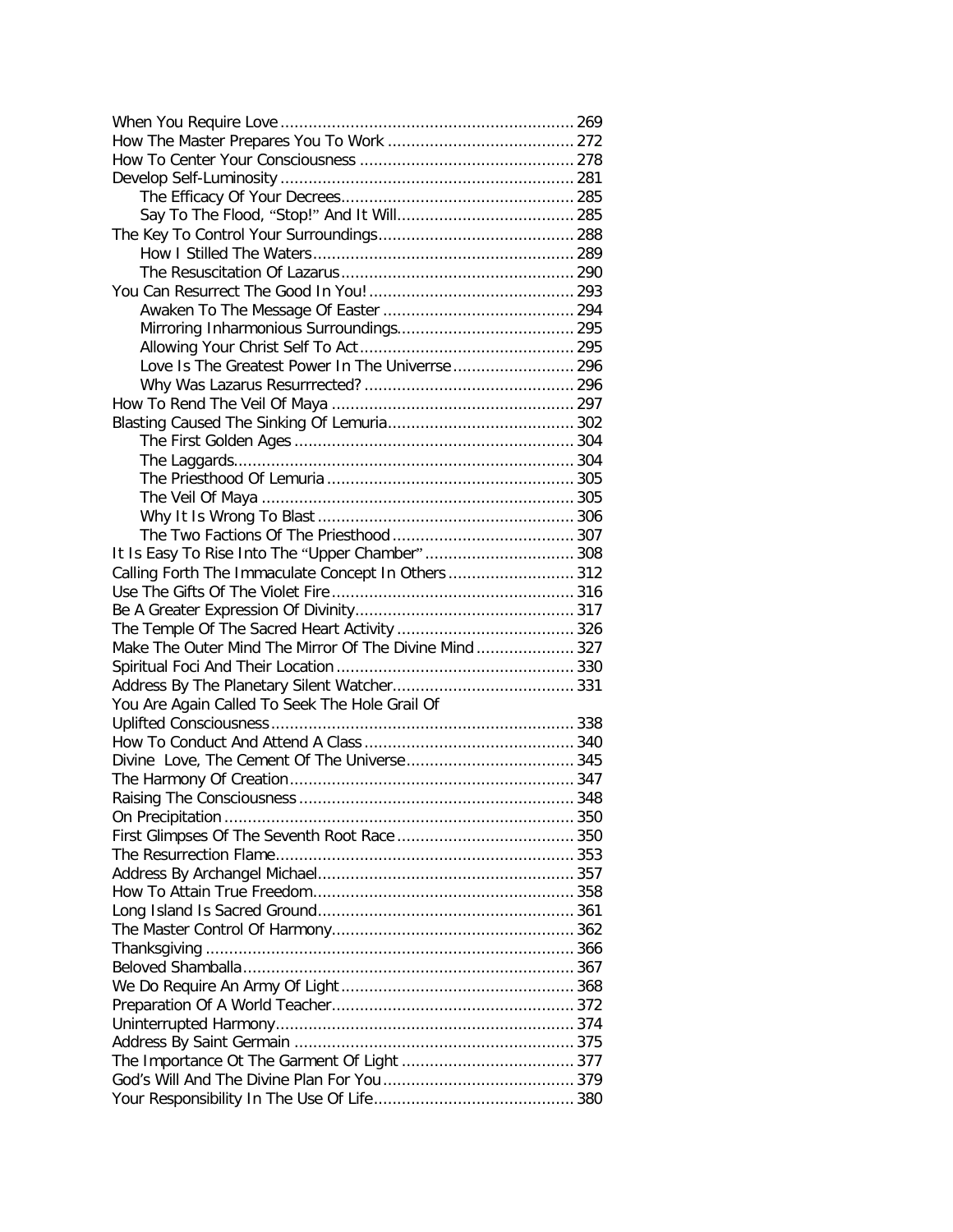- When You Require Love ... 269
- How The Master Prepares You To Work ... 272
- How To Center Your Consciousness ... 278
- Develop Self-Luminosity ... 281
  - The Efficacy Of Your Decrees ... 285
  - Say To The Flood, "Stop!" And It Will ... 285
- The Key To Control Your Surroundings ... 288
  - How I Stilled The Waters ... 289
  - The Resuscitation Of Lazarus ... 290
- You Can Resurrect The Good In You! ... 293
  - Awaken To The Message Of Easter ... 294
  - Mirroring Inharmonious Surroundings ... 295
  - Allowing Your Christ Self To Act ... 295
  - Love Is The Greatest Power In The Univerrse ... 296
  - Why Was Lazarus Resurrrected? ... 296
- How To Rend The Veil Of Maya ... 297
- Blasting Caused The Sinking Of Lemuria ... 302
  - The First Golden Ages ... 304
  - The Laggards ... 304
  - The Priesthood Of Lemuria ... 305
  - The Veil Of Maya ... 305
  - Why It Is Wrong To Blast ... 306
  - The Two Factions Of The Priesthood ... 307
- It Is Easy To Rise Into The "Upper Chamber" ... 308
- Calling Forth The Immaculate Concept In Others ... 312
- Use The Gifts Of The Violet Fire ... 316
- Be A Greater Expression Of Divinity ... 317
- The Temple Of The Sacred Heart Activity ... 326
- Make The Outer Mind The Mirror Of The Divine Mind ... 327
- Spiritual Foci And Their Location ... 330
- Address By The Planetary Silent Watcher ... 331
- You Are Again Called To Seek The Hole Grail Of Uplifted Consciousness ... 338
- How To Conduct And Attend A Class ... 340
- Divine Love, The Cement Of The Universe ... 345
- The Harmony Of Creation ... 347
- Raising The Consciousness ... 348
- On Precipitation ... 350
- First Glimpses Of The Seventh Root Race ... 350
- The Resurrection Flame ... 353
- Address By Archangel Michael ... 357
- How To Attain True Freedom ... 358
- Long Island Is Sacred Ground ... 361
- The Master Control Of Harmony ... 362
- Thanksgiving ... 366
- Beloved Shamballa ... 367
- We Do Require An Army Of Light ... 368
- Preparation Of A World Teacher ... 372
- Uninterrupted Harmony ... 374
- Address By Saint Germain ... 375
- The Importance Ot The Garment Of Light ... 377
- God's Will And The Divine Plan For You ... 379
- Your Responsibility In The Use Of Life ... 380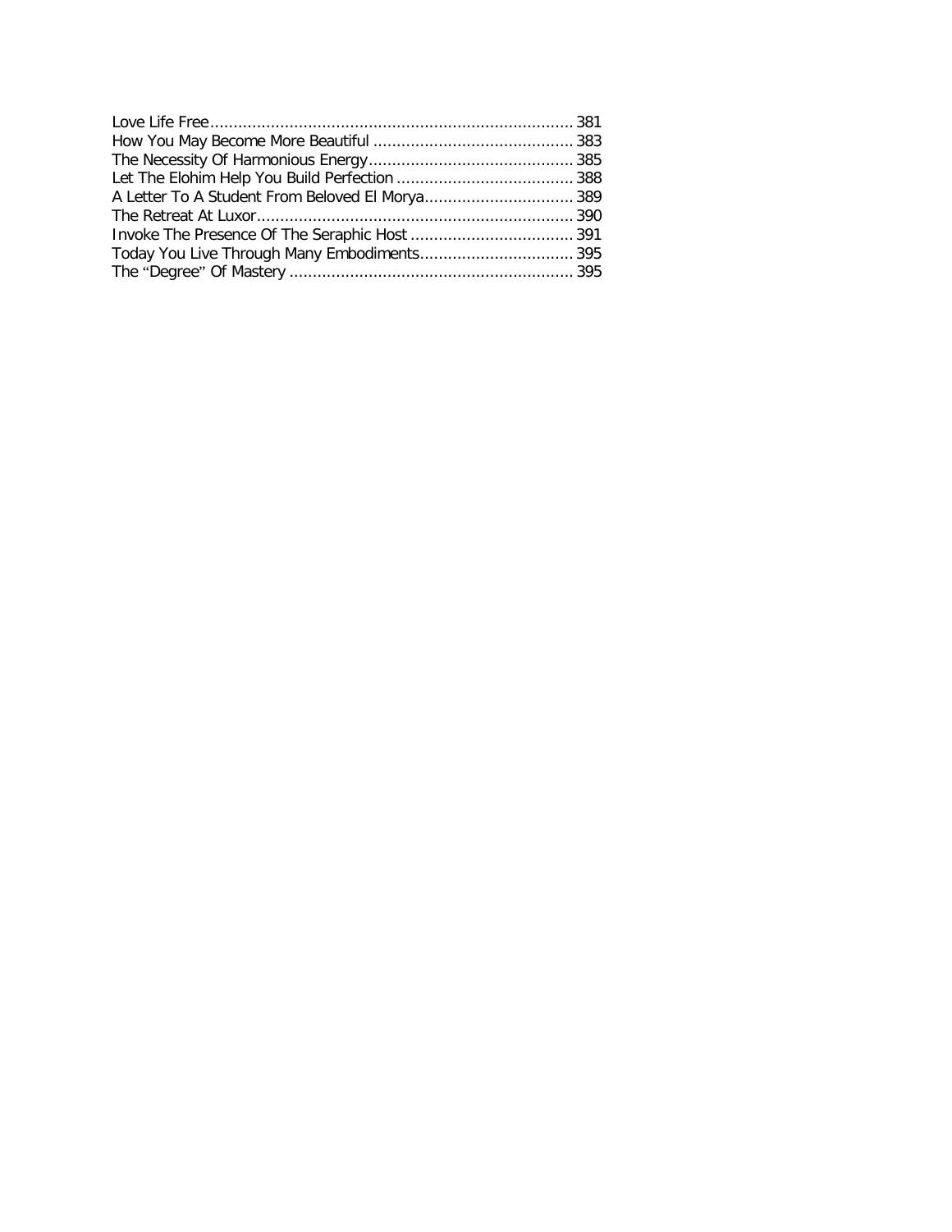Love Life Free ............................................................................. 381
How You May Become More Beautiful .......................................... 383
The Necessity Of Harmonious Energy ........................................... 385
Let The Elohim Help You Build Perfection ...................................... 388
A Letter To A Student From Beloved El Morya ............................... 389
The Retreat At Luxor .................................................................. 390
Invoke The Presence Of The Seraphic Host ................................... 391
Today You Live Through Many Embodiments ................................. 395
The "Degree" Of Mastery ............................................................ 395